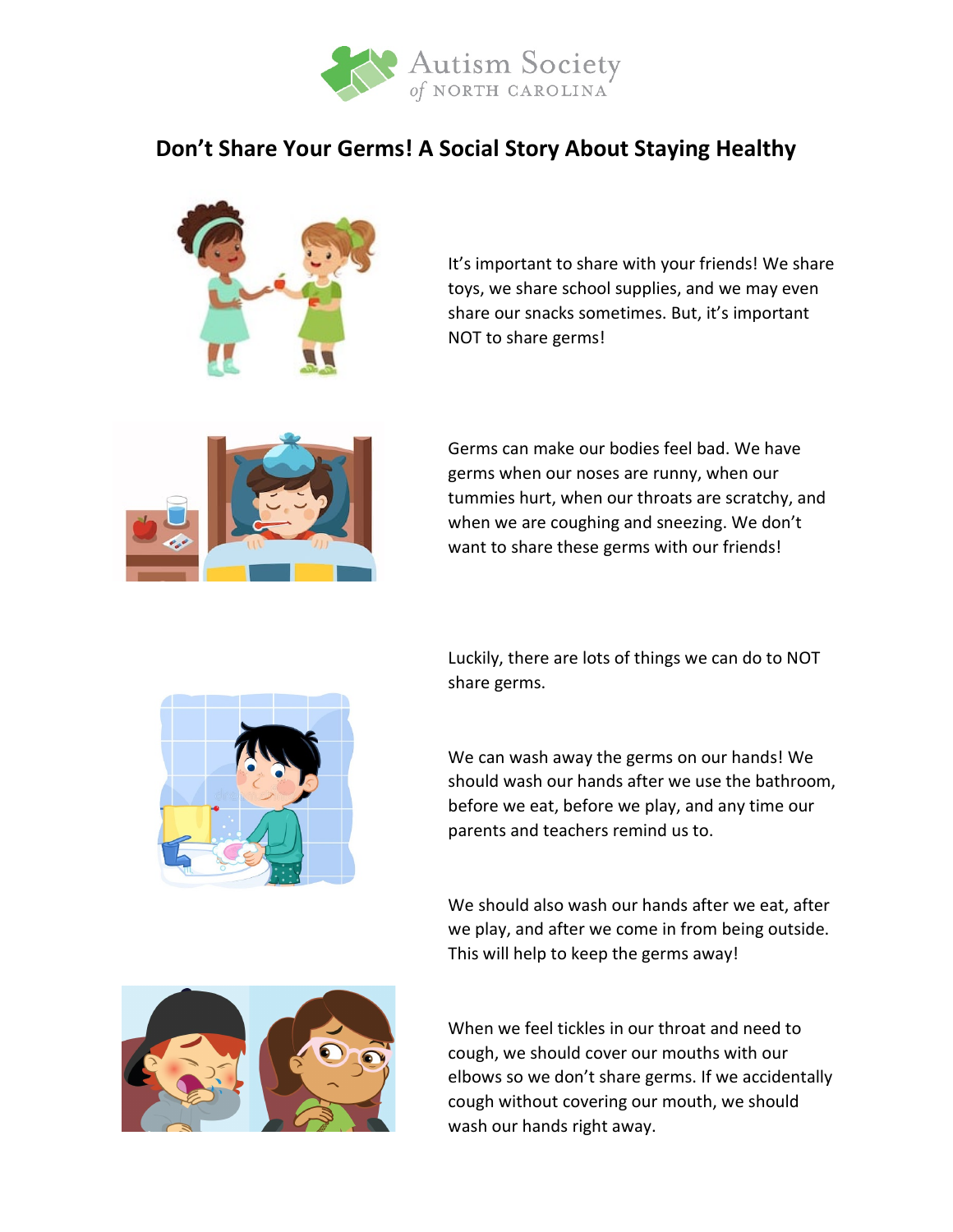Autism Society of NORTH CAROLINA

# Don't Share Your Germs! A Social Story About Staying Healthy

It's important to share with your friends! We share toys, we share school supplies, and we may even share our snacks sometimes. But, it's important NOT to share germs!

Germs can make our bodies feel bad. We have germs when our noses are runny, when our tummies hurt, when our throats are scratchy, and when we are coughing and sneezing. We don't want to share these germs with our friends!

Luckily, there are lots of things we can do to NOT share germs.

We can wash away the germs on our hands! We should wash our hands after we use the bathroom, before we eat, before we play, and any time our parents and teachers remind us to.

We should also wash our hands after we eat, after we play, and after we come in from being outside. This will help to keep the germs away!

When we feel tickles in our throat and need to cough, we should cover our mouths with our elbows so we don't share germs. If we accidentally cough without covering our mouth, we should wash our hands right away.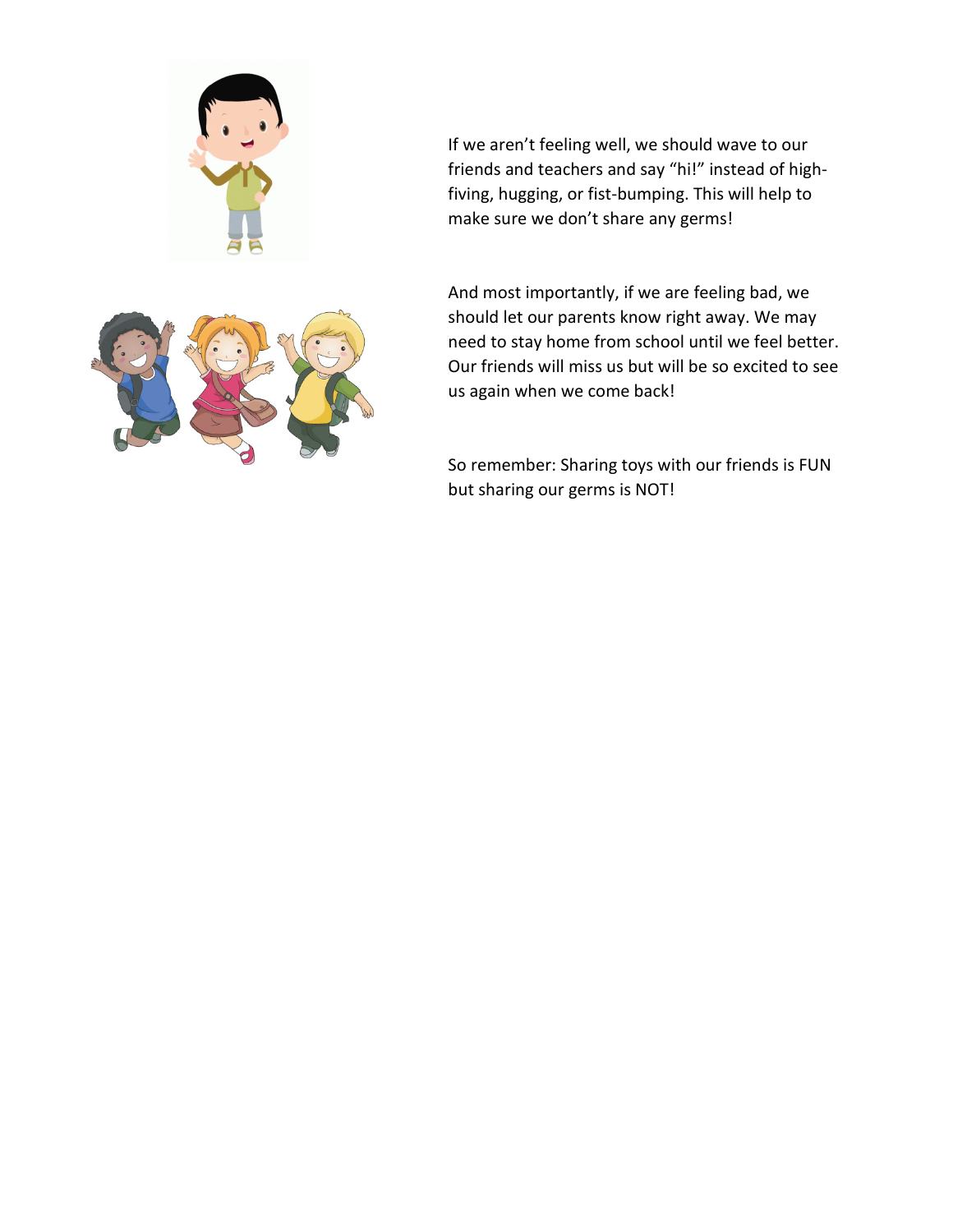If we aren't feeling well, we should wave to our friends and teachers and say "hi!" instead of high-fiving, hugging, or fist-bumping. This will help to make sure we don't share any germs!

And most importantly, if we are feeling bad, we should let our parents know right away. We may need to stay home from school until we feel better. Our friends will miss us but will be so excited to see us again when we come back!

So remember: Sharing toys with our friends is FUN but sharing our germs is NOT!